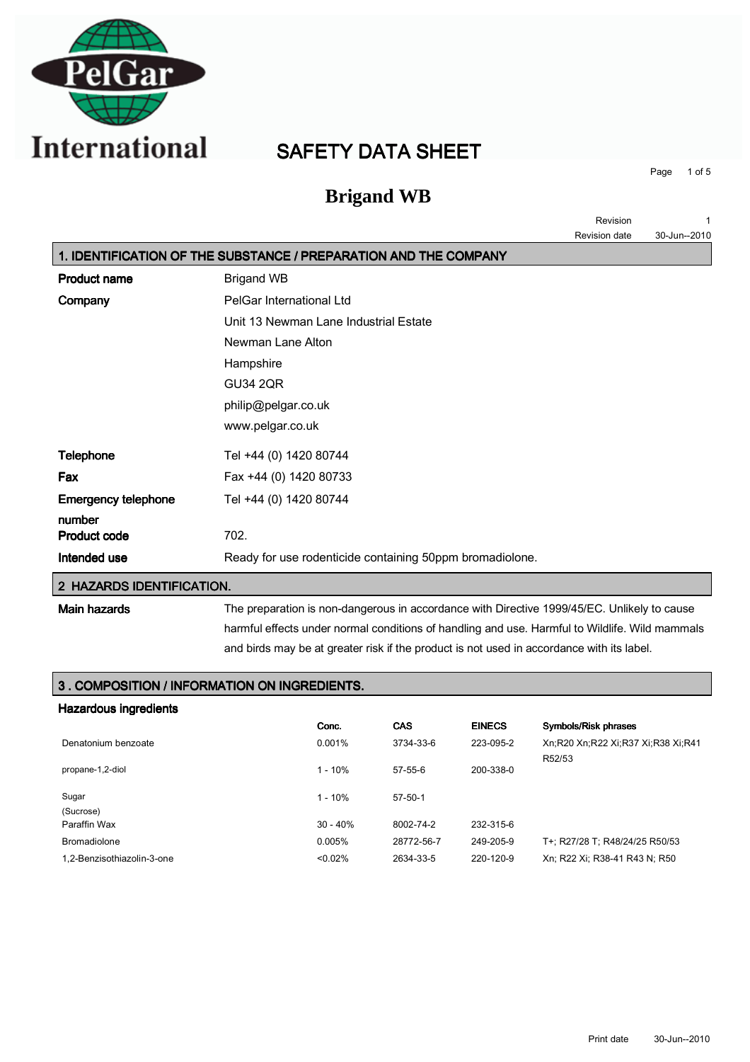PelGar International

# SAFETY DATA SHEET

## Brigand WB

Revision 1
Revision date 30-Jun--2010

## 1. IDENTIFICATION OF THE SUBSTANCE / PREPARATION AND THE COMPANY

| | |
|---|---|
| **Product name** | Brigand WB |
| **Company** | PelGar International Ltd<br>Unit 13 Newman Lane Industrial Estate<br>Newman Lane Alton<br>Hampshire<br>GU34 2QR<br>philip@pelgar.co.uk<br>www.pelgar.co.uk |
| **Telephone** | Tel +44 (0) 1420 80744 |
| **Fax** | Fax +44 (0) 1420 80733 |
| **Emergency telephone number** | Tel +44 (0) 1420 80744 |
| **Product code** | 702. |
| **Intended use** | Ready for use rodenticide containing 50ppm bromadiolone. |

## 2 HAZARDS IDENTIFICATION.

**Main hazards**

The preparation is non-dangerous in accordance with Directive 1999/45/EC. Unlikely to cause harmful effects under normal conditions of handling and use. Harmful to Wildlife. Wild mammals and birds may be at greater risk if the product is not used in accordance with its label.

## 3 . COMPOSITION / INFORMATION ON INGREDIENTS.

**Hazardous ingredients**

| | Conc. | CAS | EINECS | Symbols/Risk phrases |
|---|---|---|---|---|
| Denatonium benzoate | 0.001% | 3734-33-6 | 223-095-2 | Xn;R20 Xn;R22 Xi;R37 Xi;R38 Xi;R41 R52/53 |
| propane-1,2-diol | 1 - 10% | 57-55-6 | 200-338-0 | |
| Sugar (Sucrose) | 1 - 10% | 57-50-1 | | |
| Paraffin Wax | 30 - 40% | 8002-74-2 | 232-315-6 | |
| Bromadiolone | 0.005% | 28772-56-7 | 249-205-9 | T+; R27/28 T; R48/24/25 R50/53 |
| 1,2-Benzisothiazolin-3-one | <0.02% | 2634-33-5 | 220-120-9 | Xn; R22 Xi; R38-41 R43 N; R50 |

Print date 30-Jun--2010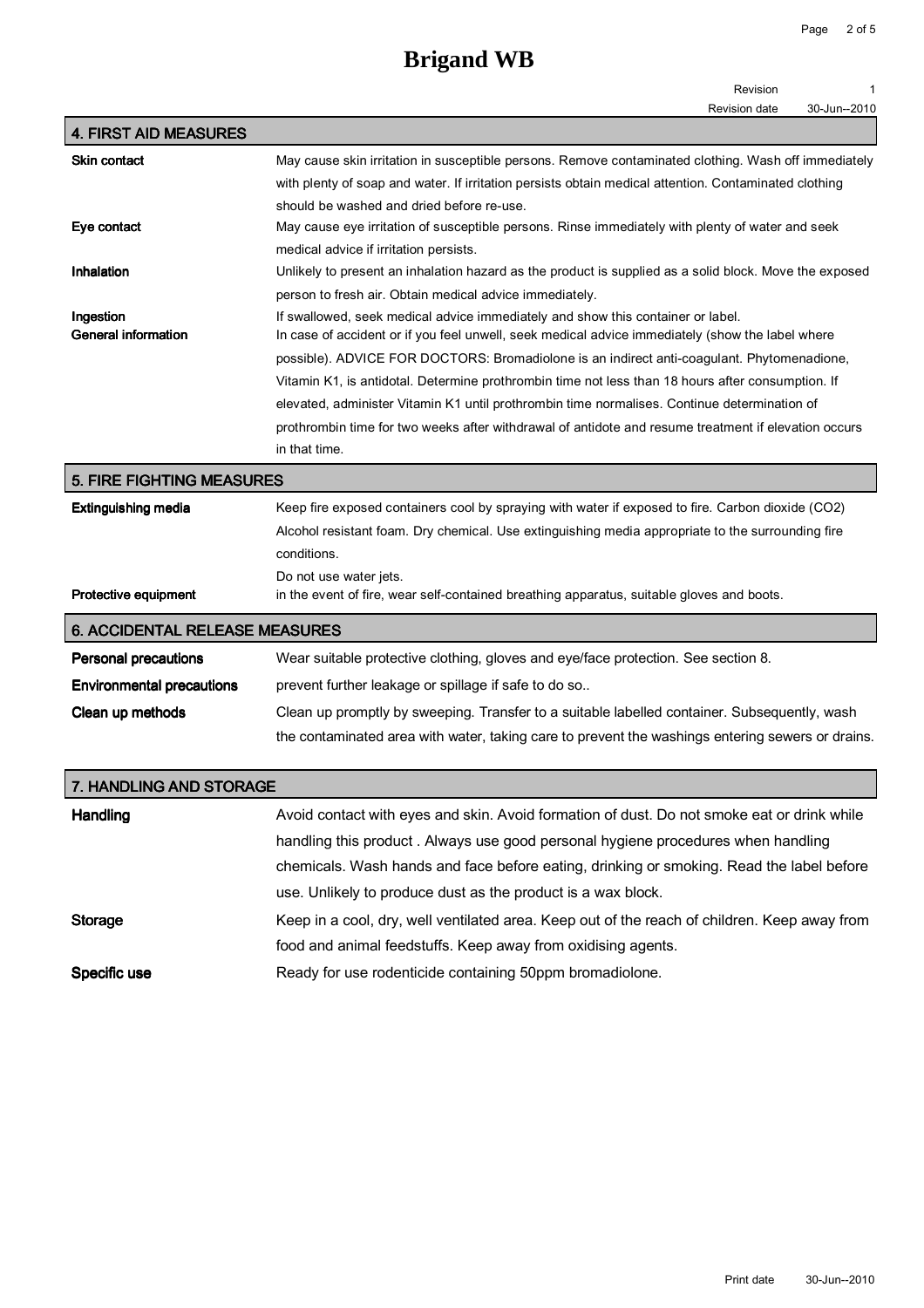## 4. FIRST AID MEASURES

**Skin contact**
May cause skin irritation in susceptible persons. Remove contaminated clothing. Wash off immediately with plenty of soap and water. If irritation persists obtain medical attention. Contaminated clothing should be washed and dried before re-use.

**Eye contact**
May cause eye irritation of susceptible persons. Rinse immediately with plenty of water and seek medical advice if irritation persists.

**Inhalation**
Unlikely to present an inhalation hazard as the product is supplied as a solid block. Move the exposed person to fresh air. Obtain medical advice immediately.

**Ingestion**
If swallowed, seek medical advice immediately and show this container or label.

**General information**
In case of accident or if you feel unwell, seek medical advice immediately (show the label where possible). ADVICE FOR DOCTORS: Bromadiolone is an indirect anti-coagulant. Phytomenadione, Vitamin K1, is antidotal. Determine prothrombin time not less than 18 hours after consumption. If elevated, administer Vitamin K1 until prothrombin time normalises. Continue determination of prothrombin time for two weeks after withdrawal of antidote and resume treatment if elevation occurs in that time.

## 5. FIRE FIGHTING MEASURES

**Extinguishing media**
Keep fire exposed containers cool by spraying with water if exposed to fire. Carbon dioxide ($CO_2$) Alcohol resistant foam. Dry chemical. Use extinguishing media appropriate to the surrounding fire conditions.
Do not use water jets.

**Protective equipment**
in the event of fire, wear self-contained breathing apparatus, suitable gloves and boots.

## 6. ACCIDENTAL RELEASE MEASURES

**Personal precautions**
Wear suitable protective clothing, gloves and eye/face protection. See section 8.

**Environmental precautions**
prevent further leakage or spillage if safe to do so..

**Clean up methods**
Clean up promptly by sweeping. Transfer to a suitable labelled container. Subsequently, wash the contaminated area with water, taking care to prevent the washings entering sewers or drains.

## 7. HANDLING AND STORAGE

**Handling**
Avoid contact with eyes and skin. Avoid formation of dust. Do not smoke eat or drink while handling this product . Always use good personal hygiene procedures when handling chemicals. Wash hands and face before eating, drinking or smoking. Read the label before use. Unlikely to produce dust as the product is a wax block.

**Storage**
Keep in a cool, dry, well ventilated area. Keep out of the reach of children. Keep away from food and animal feedstuffs. Keep away from oxidising agents.

**Specific use**
Ready for use rodenticide containing 50ppm bromadiolone.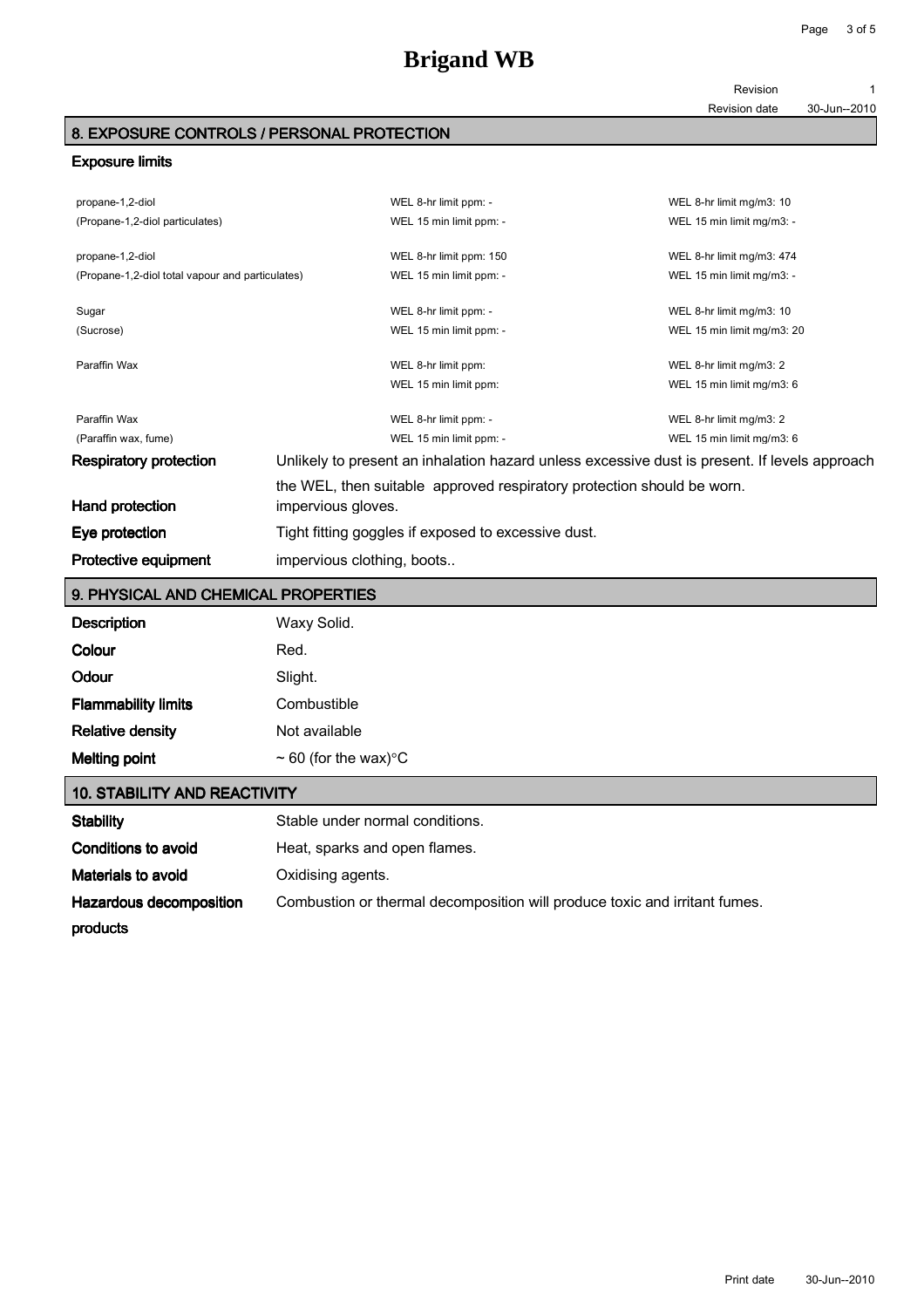# Brigand WB

Revision 1
Revision date 30-Jun--2010

## 8. EXPOSURE CONTROLS / PERSONAL PROTECTION

### Exposure limits

| | | |
|---|---|---|
| propane-1,2-diol | WEL 8-hr limit ppm: - | WEL 8-hr limit mg/m3: 10 |
| (Propane-1,2-diol particulates) | WEL 15 min limit ppm: - | WEL 15 min limit mg/m3: - |
| propane-1,2-diol | WEL 8-hr limit ppm: 150 | WEL 8-hr limit mg/m3: 474 |
| (Propane-1,2-diol total vapour and particulates) | WEL 15 min limit ppm: - | WEL 15 min limit mg/m3: - |
| Sugar | WEL 8-hr limit ppm: - | WEL 8-hr limit mg/m3: 10 |
| (Sucrose) | WEL 15 min limit ppm: - | WEL 15 min limit mg/m3: 20 |
| Paraffin Wax | WEL 8-hr limit ppm: | WEL 8-hr limit mg/m3: 2 |
| | WEL 15 min limit ppm: | WEL 15 min limit mg/m3: 6 |
| Paraffin Wax | WEL 8-hr limit ppm: - | WEL 8-hr limit mg/m3: 2 |
| (Paraffin wax, fume) | WEL 15 min limit ppm: - | WEL 15 min limit mg/m3: 6 |

**Respiratory protection** Unlikely to present an inhalation hazard unless excessive dust is present. If levels approach the WEL, then suitable approved respiratory protection should be worn.

**Hand protection** impervious gloves.

**Eye protection** Tight fitting goggles if exposed to excessive dust.

**Protective equipment** impervious clothing, boots..

## 9. PHYSICAL AND CHEMICAL PROPERTIES

**Description** Waxy Solid.

**Colour** Red.

**Odour** Slight.

**Flammability limits** Combustible

**Relative density** Not available

**Melting point** ~ 60 (for the wax)°C

## 10. STABILITY AND REACTIVITY

**Stability** Stable under normal conditions.

**Conditions to avoid** Heat, sparks and open flames.

**Materials to avoid** Oxidising agents.

**Hazardous decomposition products** Combustion or thermal decomposition will produce toxic and irritant fumes.

Print date 30-Jun--2010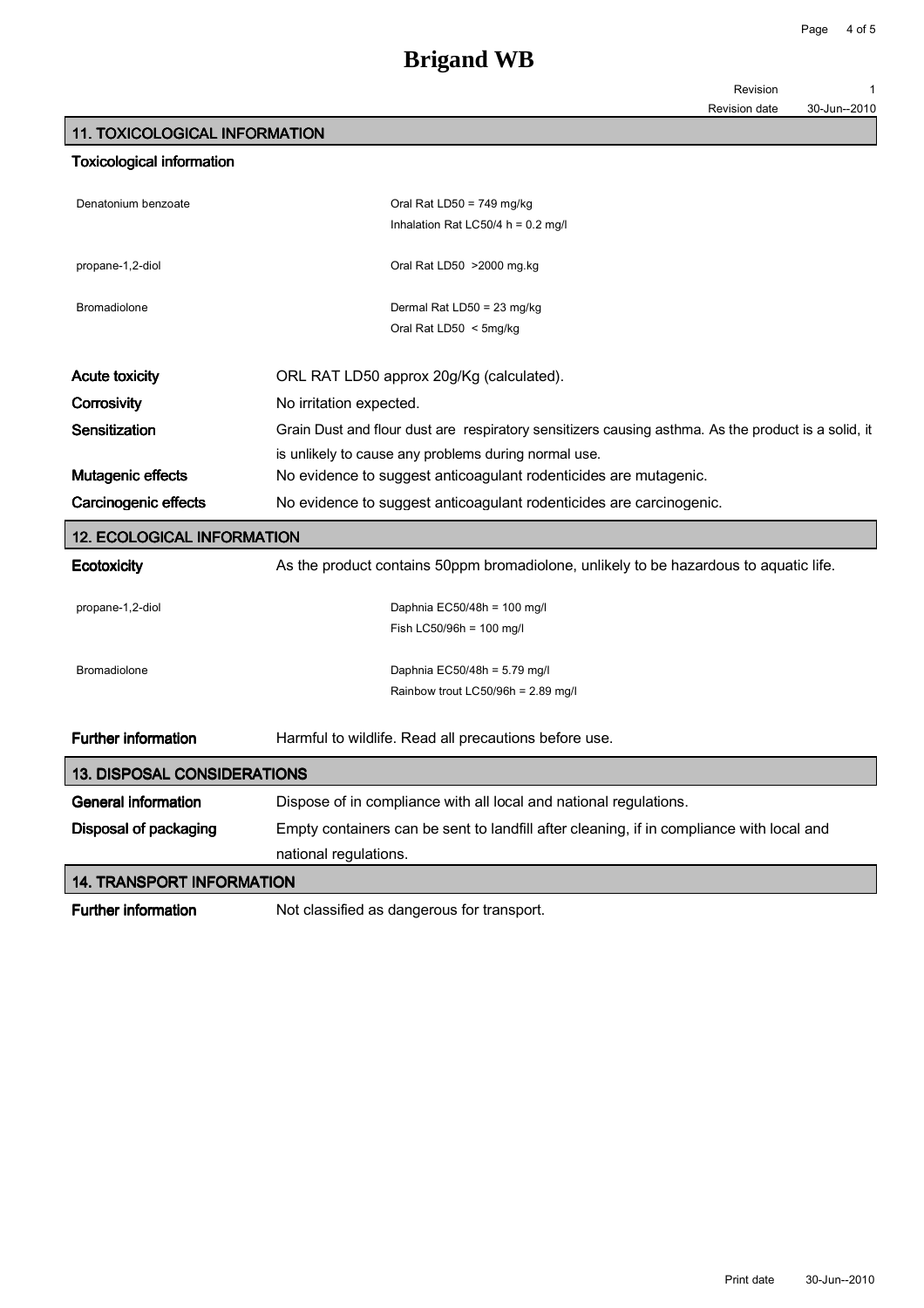# Brigand WB

Revision 1
Revision date 30-Jun--2010

## 11. TOXICOLOGICAL INFORMATION

### Toxicological information

| | |
|---|---|
| Denatonium benzoate | Oral Rat LD50 = 749 mg/kg |
| | Inhalation Rat LC50/4 h = 0.2 mg/l |
| propane-1,2-diol | Oral Rat LD50 >2000 mg.kg |
| Bromadiolone | Dermal Rat LD50 = 23 mg/kg |
| | Oral Rat LD50 < 5mg/kg |

**Acute toxicity** ORL RAT LD50 approx 20g/Kg (calculated).

**Corrosivity** No irritation expected.

**Sensitization** Grain Dust and flour dust are respiratory sensitizers causing asthma. As the product is a solid, it is unlikely to cause any problems during normal use.

**Mutagenic effects** No evidence to suggest anticoagulant rodenticides are mutagenic.

**Carcinogenic effects** No evidence to suggest anticoagulant rodenticides are carcinogenic.

## 12. ECOLOGICAL INFORMATION

**Ecotoxicity** As the product contains 50ppm bromadiolone, unlikely to be hazardous to aquatic life.

| | |
|---|---|
| propane-1,2-diol | Daphnia EC50/48h = 100 mg/l |
| | Fish LC50/96h = 100 mg/l |
| Bromadiolone | Daphnia EC50/48h = 5.79 mg/l |
| | Rainbow trout LC50/96h = 2.89 mg/l |

**Further information** Harmful to wildlife. Read all precautions before use.

## 13. DISPOSAL CONSIDERATIONS

**General information** Dispose of in compliance with all local and national regulations.

**Disposal of packaging** Empty containers can be sent to landfill after cleaning, if in compliance with local and national regulations.

## 14. TRANSPORT INFORMATION

**Further information** Not classified as dangerous for transport.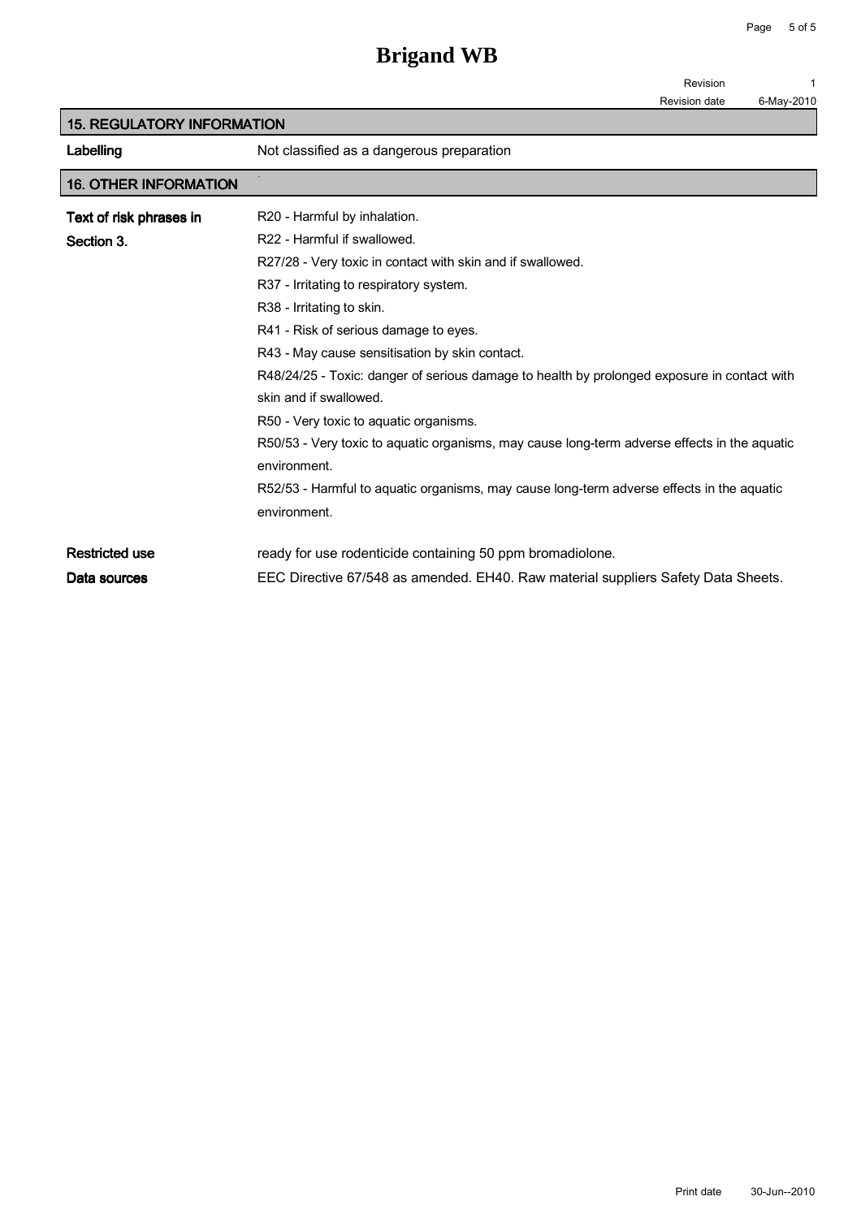## 15. REGULATORY INFORMATION

**Labelling** Not classified as a dangerous preparation

## 16. OTHER INFORMATION

**Text of risk phrases in Section 3.**

R20 - Harmful by inhalation.

R22 - Harmful if swallowed.

R27/28 - Very toxic in contact with skin and if swallowed.

R37 - Irritating to respiratory system.

R38 - Irritating to skin.

R41 - Risk of serious damage to eyes.

R43 - May cause sensitisation by skin contact.

R48/24/25 - Toxic: danger of serious damage to health by prolonged exposure in contact with skin and if swallowed.

R50 - Very toxic to aquatic organisms.

R50/53 - Very toxic to aquatic organisms, may cause long-term adverse effects in the aquatic environment.

R52/53 - Harmful to aquatic organisms, may cause long-term adverse effects in the aquatic environment.

**Restricted use** ready for use rodenticide containing 50 ppm bromadiolone.

**Data sources** EEC Directive 67/548 as amended. EH40. Raw material suppliers Safety Data Sheets.